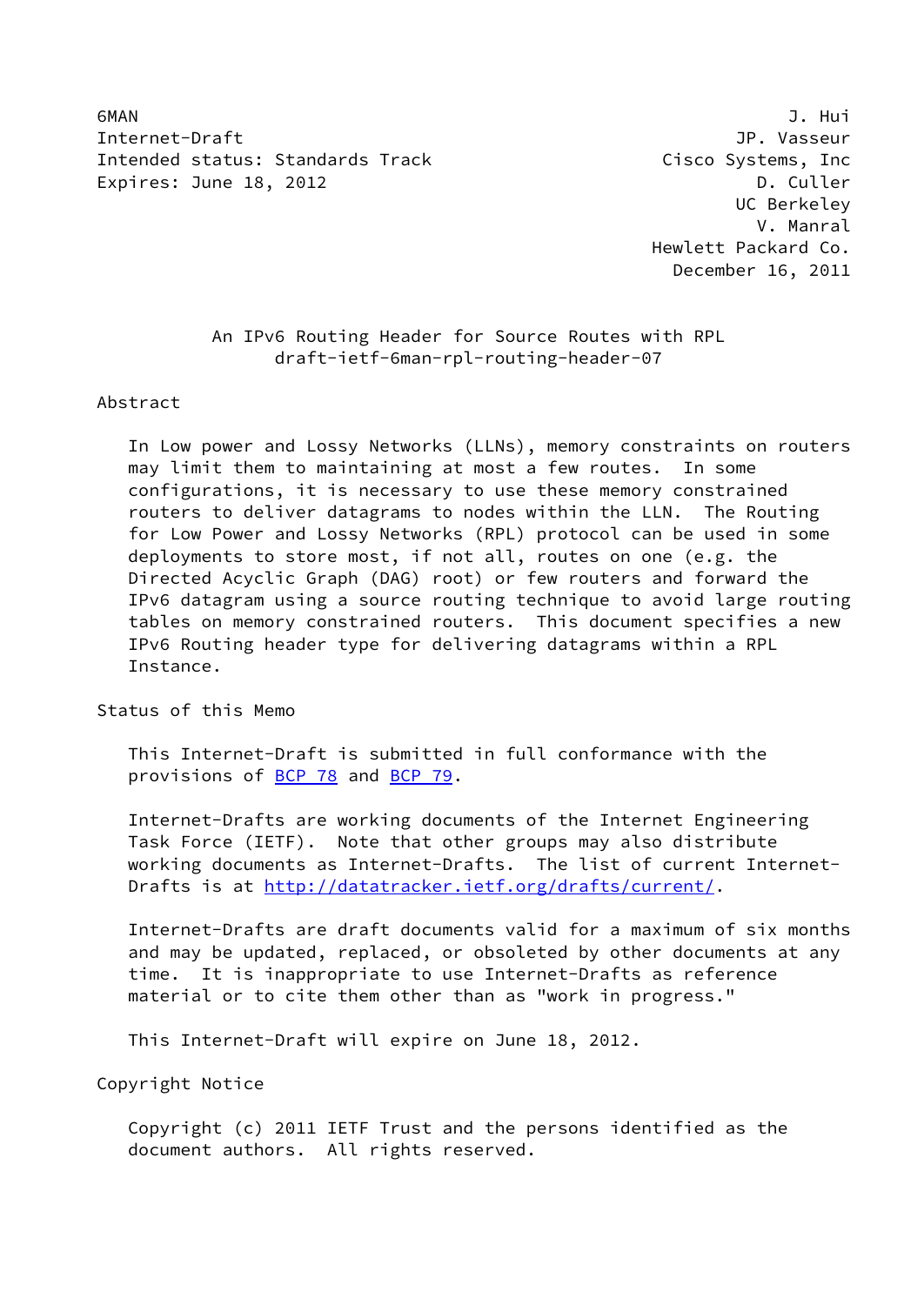6MAN J. Hui
Internet-Draft JP. Vasseur
Intended status: Standards Track Cisco Systems, Inc
Expires: June 18, 2012 D. Culler
UC Berkeley
V. Manral
Hewlett Packard Co.
December 16, 2011

# An IPv6 Routing Header for Source Routes with RPL
draft-ietf-6man-rpl-routing-header-07

## Abstract

In Low power and Lossy Networks (LLNs), memory constraints on routers may limit them to maintaining at most a few routes. In some configurations, it is necessary to use these memory constrained routers to deliver datagrams to nodes within the LLN. The Routing for Low Power and Lossy Networks (RPL) protocol can be used in some deployments to store most, if not all, routes on one (e.g. the Directed Acyclic Graph (DAG) root) or few routers and forward the IPv6 datagram using a source routing technique to avoid large routing tables on memory constrained routers. This document specifies a new IPv6 Routing header type for delivering datagrams within a RPL Instance.

## Status of this Memo

This Internet-Draft is submitted in full conformance with the provisions of BCP 78 and BCP 79.

Internet-Drafts are working documents of the Internet Engineering Task Force (IETF). Note that other groups may also distribute working documents as Internet-Drafts. The list of current Internet-Drafts is at http://datatracker.ietf.org/drafts/current/.

Internet-Drafts are draft documents valid for a maximum of six months and may be updated, replaced, or obsoleted by other documents at any time. It is inappropriate to use Internet-Drafts as reference material or to cite them other than as "work in progress."

This Internet-Draft will expire on June 18, 2012.

## Copyright Notice

Copyright (c) 2011 IETF Trust and the persons identified as the document authors. All rights reserved.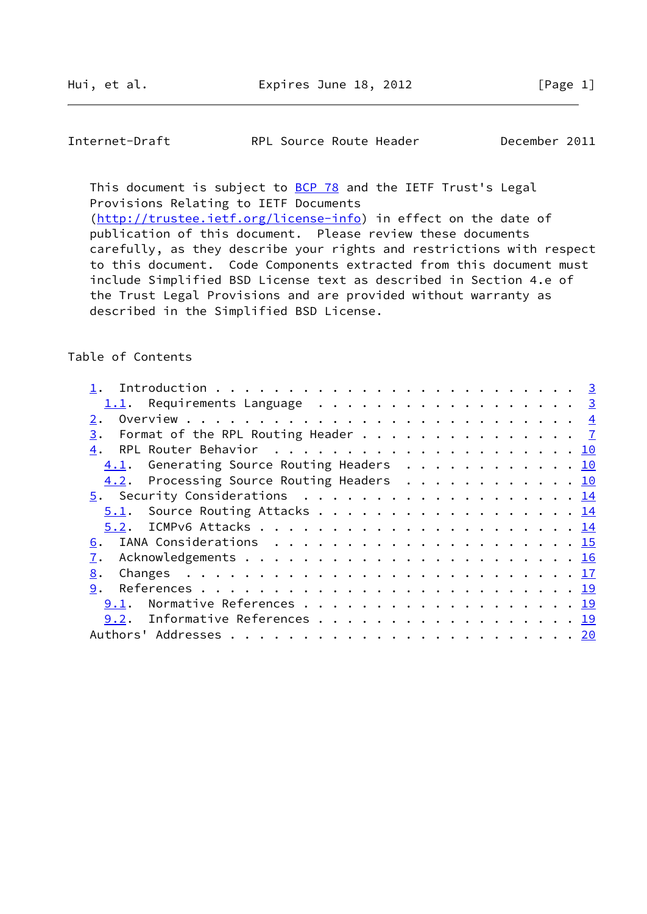This document is subject to BCP 78 and the IETF Trust's Legal Provisions Relating to IETF Documents (http://trustee.ietf.org/license-info) in effect on the date of publication of this document. Please review these documents carefully, as they describe your rights and restrictions with respect to this document. Code Components extracted from this document must include Simplified BSD License text as described in Section 4.e of the Trust Legal Provisions and are provided without warranty as described in the Simplified BSD License.

## Table of Contents

```
   1.  Introduction . . . . . . . . . . . . . . . . . . . . . . . .  3
     1.1.  Requirements Language  . . . . . . . . . . . . . . . . .  3
   2.  Overview . . . . . . . . . . . . . . . . . . . . . . . . . .  4
   3.  Format of the RPL Routing Header . . . . . . . . . . . . . .  7
   4.  RPL Router Behavior  . . . . . . . . . . . . . . . . . . . . 10
     4.1.  Generating Source Routing Headers  . . . . . . . . . . . 10
     4.2.  Processing Source Routing Headers  . . . . . . . . . . . 10
   5.  Security Considerations  . . . . . . . . . . . . . . . . . . 14
     5.1.  Source Routing Attacks . . . . . . . . . . . . . . . . . 14
     5.2.  ICMPv6 Attacks . . . . . . . . . . . . . . . . . . . . . 14
   6.  IANA Considerations  . . . . . . . . . . . . . . . . . . . . 15
   7.  Acknowledgements . . . . . . . . . . . . . . . . . . . . . . 16
   8.  Changes  . . . . . . . . . . . . . . . . . . . . . . . . . . 17
   9.  References . . . . . . . . . . . . . . . . . . . . . . . . . 19
     9.1.  Normative References . . . . . . . . . . . . . . . . . . 19
     9.2.  Informative References . . . . . . . . . . . . . . . . . 19
   Authors' Addresses . . . . . . . . . . . . . . . . . . . . . . . 20
```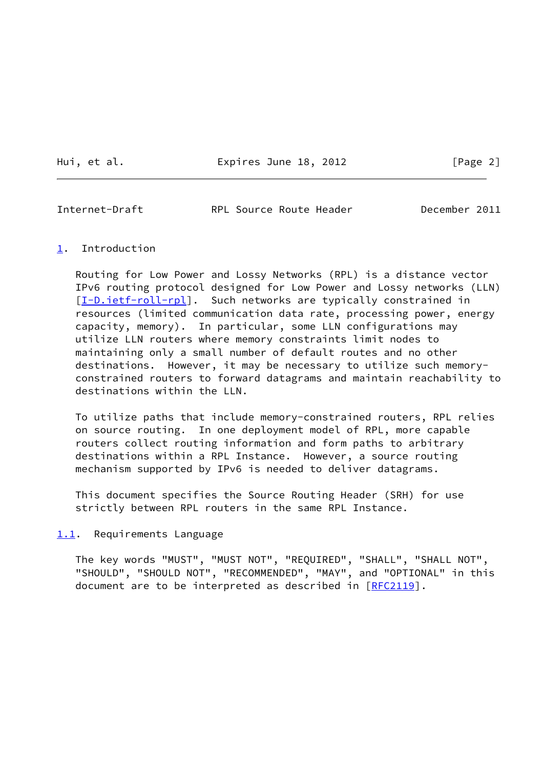# 1. Introduction

Routing for Low Power and Lossy Networks (RPL) is a distance vector IPv6 routing protocol designed for Low Power and Lossy networks (LLN) [I-D.ietf-roll-rpl]. Such networks are typically constrained in resources (limited communication data rate, processing power, energy capacity, memory). In particular, some LLN configurations may utilize LLN routers where memory constraints limit nodes to maintaining only a small number of default routes and no other destinations. However, it may be necessary to utilize such memory-constrained routers to forward datagrams and maintain reachability to destinations within the LLN.

To utilize paths that include memory-constrained routers, RPL relies on source routing. In one deployment model of RPL, more capable routers collect routing information and form paths to arbitrary destinations within a RPL Instance. However, a source routing mechanism supported by IPv6 is needed to deliver datagrams.

This document specifies the Source Routing Header (SRH) for use strictly between RPL routers in the same RPL Instance.

## 1.1. Requirements Language

The key words "MUST", "MUST NOT", "REQUIRED", "SHALL", "SHALL NOT", "SHOULD", "SHOULD NOT", "RECOMMENDED", "MAY", and "OPTIONAL" in this document are to be interpreted as described in [RFC2119].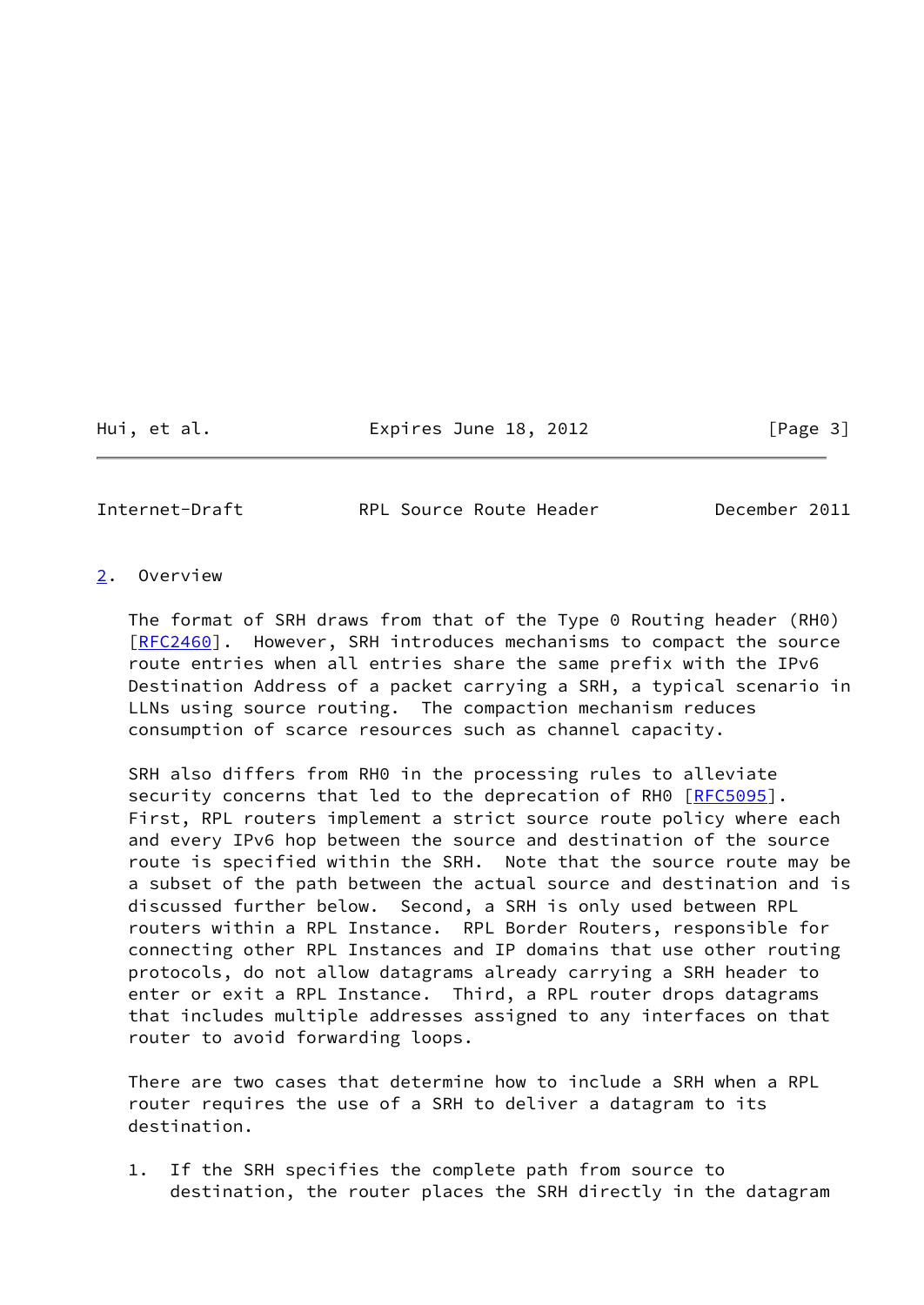## 2. Overview

The format of SRH draws from that of the Type 0 Routing header (RH0) [RFC2460]. However, SRH introduces mechanisms to compact the source route entries when all entries share the same prefix with the IPv6 Destination Address of a packet carrying a SRH, a typical scenario in LLNs using source routing. The compaction mechanism reduces consumption of scarce resources such as channel capacity.

SRH also differs from RH0 in the processing rules to alleviate security concerns that led to the deprecation of RH0 [RFC5095]. First, RPL routers implement a strict source route policy where each and every IPv6 hop between the source and destination of the source route is specified within the SRH. Note that the source route may be a subset of the path between the actual source and destination and is discussed further below. Second, a SRH is only used between RPL routers within a RPL Instance. RPL Border Routers, responsible for connecting other RPL Instances and IP domains that use other routing protocols, do not allow datagrams already carrying a SRH header to enter or exit a RPL Instance. Third, a RPL router drops datagrams that includes multiple addresses assigned to any interfaces on that router to avoid forwarding loops.

There are two cases that determine how to include a SRH when a RPL router requires the use of a SRH to deliver a datagram to its destination.

1. If the SRH specifies the complete path from source to destination, the router places the SRH directly in the datagram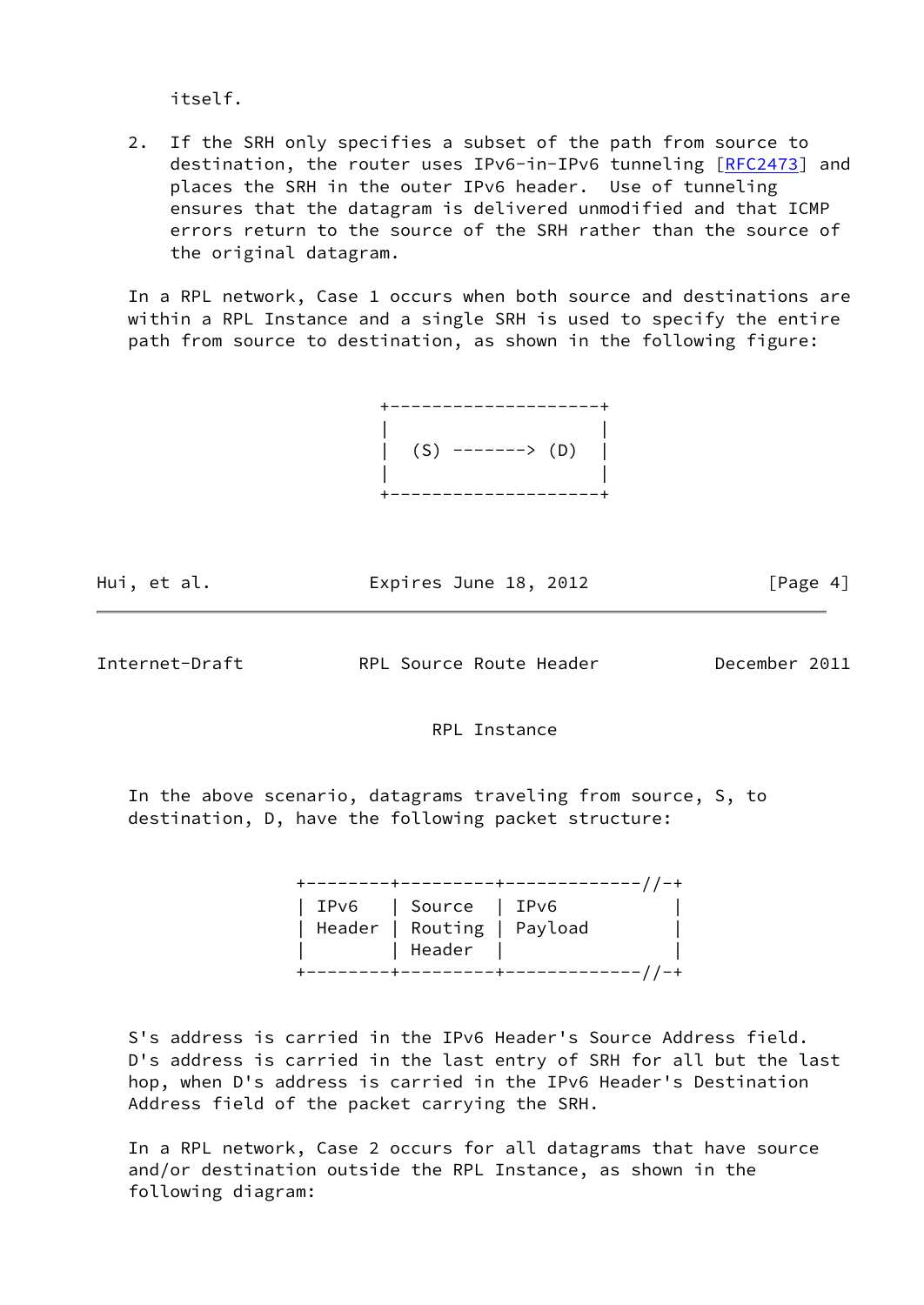itself.

2. If the SRH only specifies a subset of the path from source to destination, the router uses IPv6-in-IPv6 tunneling [RFC2473] and places the SRH in the outer IPv6 header. Use of tunneling ensures that the datagram is delivered unmodified and that ICMP errors return to the source of the SRH rather than the source of the original datagram.

In a RPL network, Case 1 occurs when both source and destinations are within a RPL Instance and a single SRH is used to specify the entire path from source to destination, as shown in the following figure:

```
+--------------------+
|                    |
|  (S) -------> (D)  |
|                    |
+--------------------+
     RPL Instance
```

In the above scenario, datagrams traveling from source, S, to destination, D, have the following packet structure:

```
+--------+---------+-------------//-+
| IPv6   | Source  | IPv6           |
| Header | Routing | Payload        |
|        | Header  |                |
+--------+---------+-------------//-+
```

S's address is carried in the IPv6 Header's Source Address field. D's address is carried in the last entry of SRH for all but the last hop, when D's address is carried in the IPv6 Header's Destination Address field of the packet carrying the SRH.

In a RPL network, Case 2 occurs for all datagrams that have source and/or destination outside the RPL Instance, as shown in the following diagram: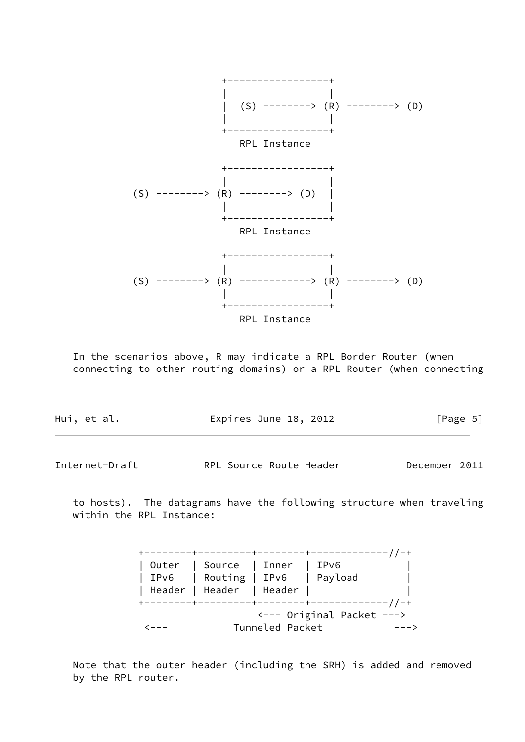```
                         +-----------------+
                         |                 |
                         |  (S) --------> (R) --------> (D)
                         |                 |
                         +-----------------+
                            RPL Instance

                         +-----------------+
                         |                 |
         (S) --------> (R) --------> (D)   |
                         |                 |
                         +-----------------+
                            RPL Instance

                         +-----------------+
                         |                 |
         (S) --------> (R) ------------> (R) --------> (D)
                         |                 |
                         +-----------------+
                            RPL Instance
```

In the scenarios above, R may indicate a RPL Border Router (when connecting to other routing domains) or a RPL Router (when connecting to hosts). The datagrams have the following structure when traveling within the RPL Instance:

```
            +--------+---------+--------+-------------//-+
            | Outer  | Source  | Inner  | IPv6           |
            | IPv6   | Routing | IPv6   | Payload        |
            | Header | Header  | Header |                |
            +--------+---------+--------+-------------//-+
                                <--- Original Packet --->
             <---           Tunneled Packet            --->
```

Note that the outer header (including the SRH) is added and removed by the RPL router.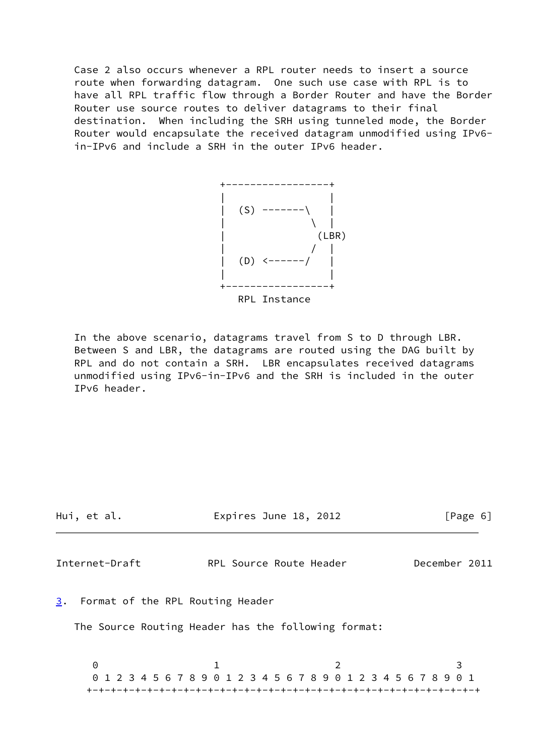Case 2 also occurs whenever a RPL router needs to insert a source route when forwarding datagram. One such use case with RPL is to have all RPL traffic flow through a Border Router and have the Border Router use source routes to deliver datagrams to their final destination. When including the SRH using tunneled mode, the Border Router would encapsulate the received datagram unmodified using IPv6-in-IPv6 and include a SRH in the outer IPv6 header.

```
+-----------------+
|                 |
|  (S) -------\   |
|              \  |
|               (LBR)
|              /  |
|  (D) <------/   |
|                 |
+-----------------+
   RPL Instance
```

In the above scenario, datagrams travel from S to D through LBR. Between S and LBR, the datagrams are routed using the DAG built by RPL and do not contain a SRH. LBR encapsulates received datagrams unmodified using IPv6-in-IPv6 and the SRH is included in the outer IPv6 header.

## 3. Format of the RPL Routing Header

The Source Routing Header has the following format:

```
 0                   1                   2                   3
 0 1 2 3 4 5 6 7 8 9 0 1 2 3 4 5 6 7 8 9 0 1 2 3 4 5 6 7 8 9 0 1
+-+-+-+-+-+-+-+-+-+-+-+-+-+-+-+-+-+-+-+-+-+-+-+-+-+-+-+-+-+-+-+-+
```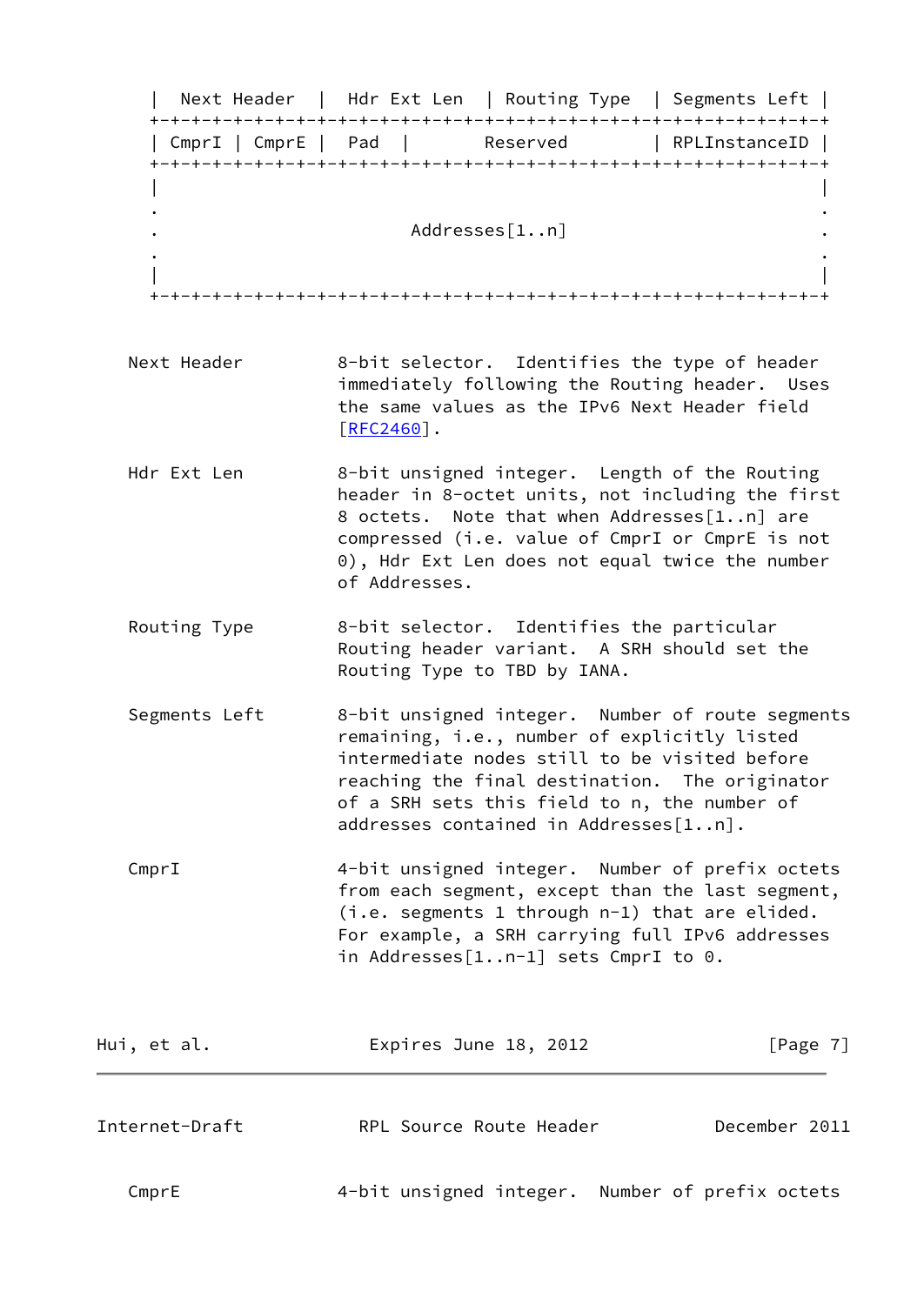```
 |  Next Header  |  Hdr Ext Len  | Routing Type  | Segments Left |
 +-+-+-+-+-+-+-+-+-+-+-+-+-+-+-+-+-+-+-+-+-+-+-+-+-+-+-+-+-+-+-+-+
 | CmprI | CmprE |  Pad  |        Reserved       | RPLInstanceID |
 +-+-+-+-+-+-+-+-+-+-+-+-+-+-+-+-+-+-+-+-+-+-+-+-+-+-+-+-+-+-+-+-+
 |                                                               |
 .                                                               .
 .                        Addresses[1..n]                        .
 .                                                               .
 |                                                               |
 +-+-+-+-+-+-+-+-+-+-+-+-+-+-+-+-+-+-+-+-+-+-+-+-+-+-+-+-+-+-+-+-+
```

Next Header — 8-bit selector. Identifies the type of header immediately following the Routing header. Uses the same values as the IPv6 Next Header field [RFC2460].

Hdr Ext Len — 8-bit unsigned integer. Length of the Routing header in 8-octet units, not including the first 8 octets. Note that when Addresses[1..n] are compressed (i.e. value of CmprI or CmprE is not 0), Hdr Ext Len does not equal twice the number of Addresses.

Routing Type — 8-bit selector. Identifies the particular Routing header variant. A SRH should set the Routing Type to TBD by IANA.

Segments Left — 8-bit unsigned integer. Number of route segments remaining, i.e., number of explicitly listed intermediate nodes still to be visited before reaching the final destination. The originator of a SRH sets this field to n, the number of addresses contained in Addresses[1..n].

CmprI — 4-bit unsigned integer. Number of prefix octets from each segment, except than the last segment, (i.e. segments 1 through n-1) that are elided. For example, a SRH carrying full IPv6 addresses in Addresses[1..n-1] sets CmprI to 0.

CmprE — 4-bit unsigned integer. Number of prefix octets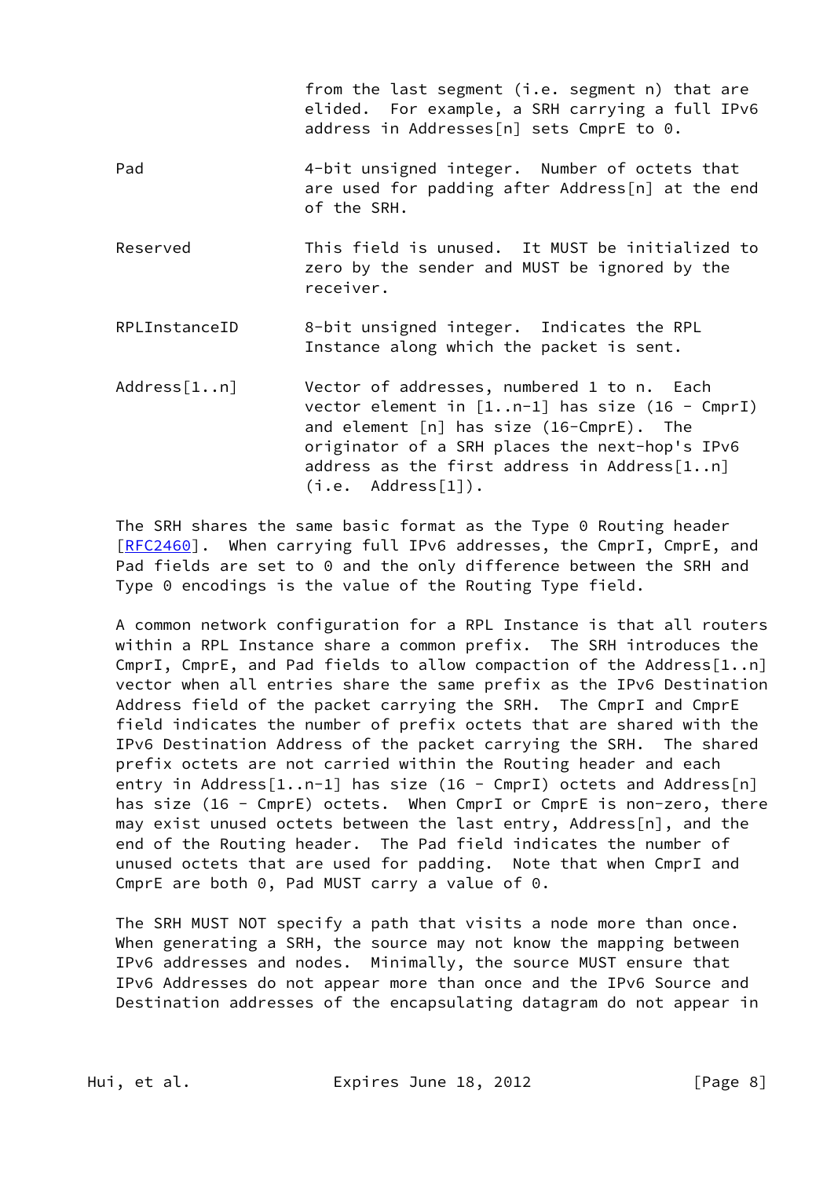from the last segment (i.e. segment n) that are elided. For example, a SRH carrying a full IPv6 address in Addresses[n] sets CmprE to 0.

Pad
: 4-bit unsigned integer. Number of octets that are used for padding after Address[n] at the end of the SRH.

Reserved
: This field is unused. It MUST be initialized to zero by the sender and MUST be ignored by the receiver.

RPLInstanceID
: 8-bit unsigned integer. Indicates the RPL Instance along which the packet is sent.

Address[1..n]
: Vector of addresses, numbered 1 to n. Each vector element in [1..n-1] has size (16 - CmprI) and element [n] has size (16-CmprE). The originator of a SRH places the next-hop's IPv6 address as the first address in Address[1..n] (i.e. Address[1]).

The SRH shares the same basic format as the Type 0 Routing header [RFC2460]. When carrying full IPv6 addresses, the CmprI, CmprE, and Pad fields are set to 0 and the only difference between the SRH and Type 0 encodings is the value of the Routing Type field.

A common network configuration for a RPL Instance is that all routers within a RPL Instance share a common prefix. The SRH introduces the CmprI, CmprE, and Pad fields to allow compaction of the Address[1..n] vector when all entries share the same prefix as the IPv6 Destination Address field of the packet carrying the SRH. The CmprI and CmprE field indicates the number of prefix octets that are shared with the IPv6 Destination Address of the packet carrying the SRH. The shared prefix octets are not carried within the Routing header and each entry in Address[1..n-1] has size (16 - CmprI) octets and Address[n] has size (16 - CmprE) octets. When CmprI or CmprE is non-zero, there may exist unused octets between the last entry, Address[n], and the end of the Routing header. The Pad field indicates the number of unused octets that are used for padding. Note that when CmprI and CmprE are both 0, Pad MUST carry a value of 0.

The SRH MUST NOT specify a path that visits a node more than once. When generating a SRH, the source may not know the mapping between IPv6 addresses and nodes. Minimally, the source MUST ensure that IPv6 Addresses do not appear more than once and the IPv6 Source and Destination addresses of the encapsulating datagram do not appear in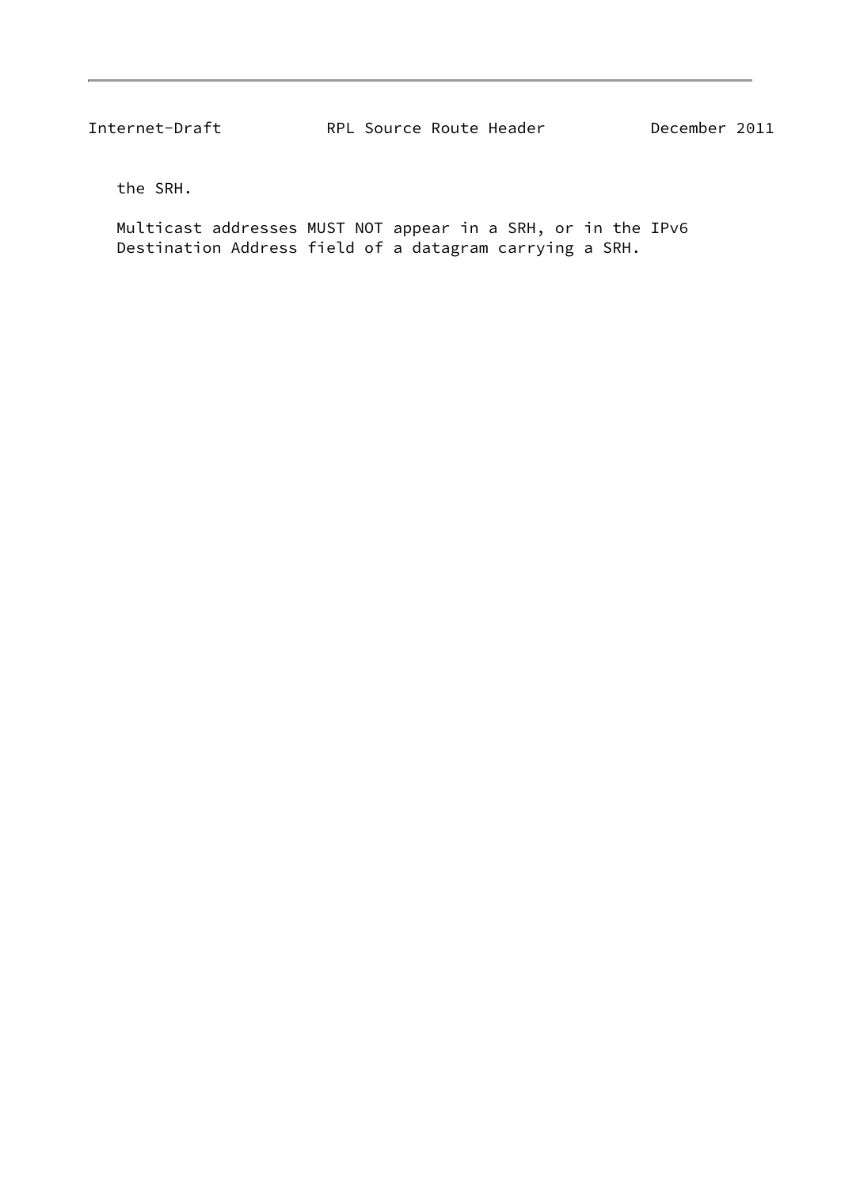the SRH.

Multicast addresses MUST NOT appear in a SRH, or in the IPv6 Destination Address field of a datagram carrying a SRH.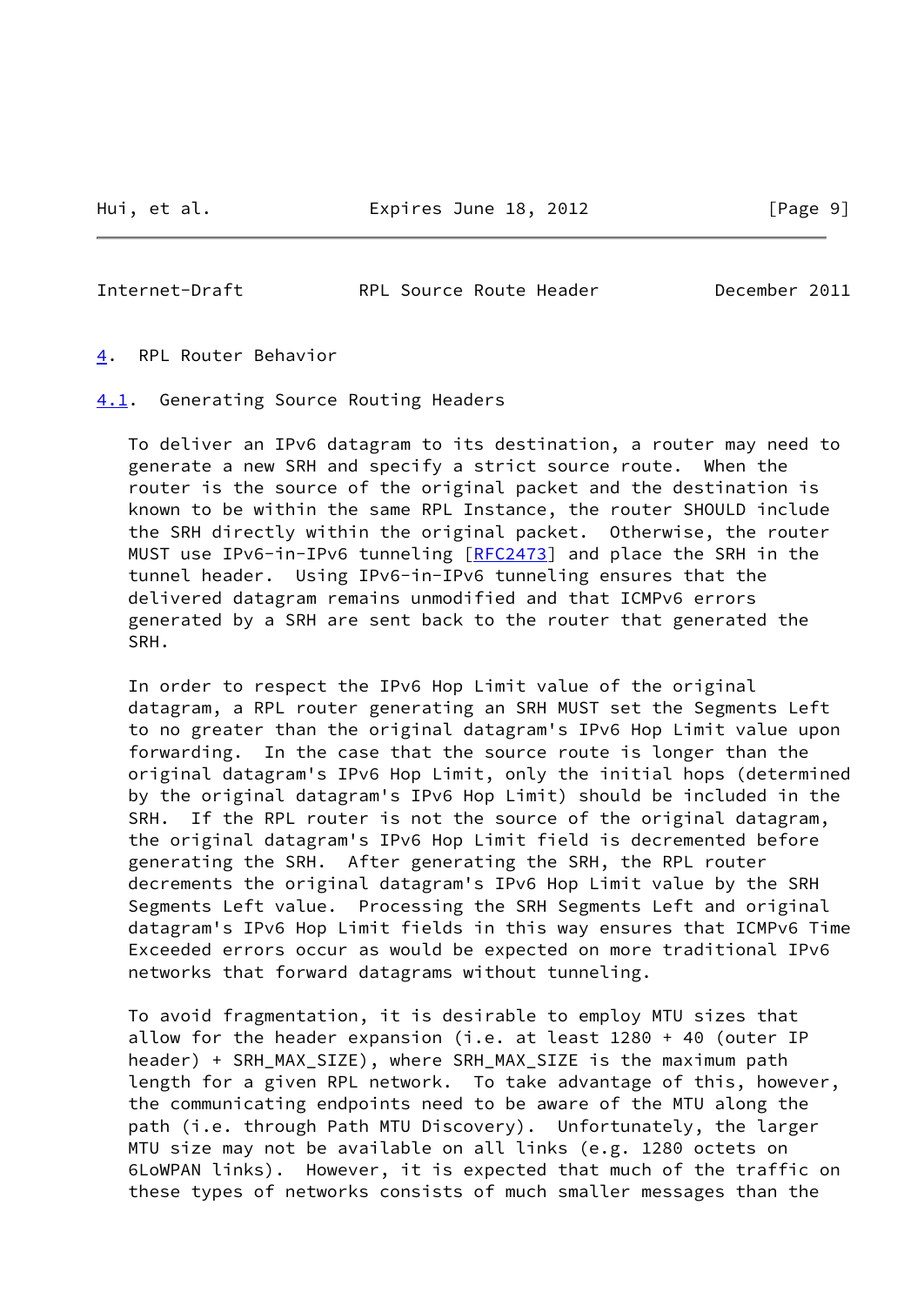## 4. RPL Router Behavior

### 4.1. Generating Source Routing Headers

To deliver an IPv6 datagram to its destination, a router may need to generate a new SRH and specify a strict source route. When the router is the source of the original packet and the destination is known to be within the same RPL Instance, the router SHOULD include the SRH directly within the original packet. Otherwise, the router MUST use IPv6-in-IPv6 tunneling [RFC2473] and place the SRH in the tunnel header. Using IPv6-in-IPv6 tunneling ensures that the delivered datagram remains unmodified and that ICMPv6 errors generated by a SRH are sent back to the router that generated the SRH.

In order to respect the IPv6 Hop Limit value of the original datagram, a RPL router generating an SRH MUST set the Segments Left to no greater than the original datagram's IPv6 Hop Limit value upon forwarding. In the case that the source route is longer than the original datagram's IPv6 Hop Limit, only the initial hops (determined by the original datagram's IPv6 Hop Limit) should be included in the SRH. If the RPL router is not the source of the original datagram, the original datagram's IPv6 Hop Limit field is decremented before generating the SRH. After generating the SRH, the RPL router decrements the original datagram's IPv6 Hop Limit value by the SRH Segments Left value. Processing the SRH Segments Left and original datagram's IPv6 Hop Limit fields in this way ensures that ICMPv6 Time Exceeded errors occur as would be expected on more traditional IPv6 networks that forward datagrams without tunneling.

To avoid fragmentation, it is desirable to employ MTU sizes that allow for the header expansion (i.e. at least 1280 + 40 (outer IP header) + SRH_MAX_SIZE), where SRH_MAX_SIZE is the maximum path length for a given RPL network. To take advantage of this, however, the communicating endpoints need to be aware of the MTU along the path (i.e. through Path MTU Discovery). Unfortunately, the larger MTU size may not be available on all links (e.g. 1280 octets on 6LoWPAN links). However, it is expected that much of the traffic on these types of networks consists of much smaller messages than the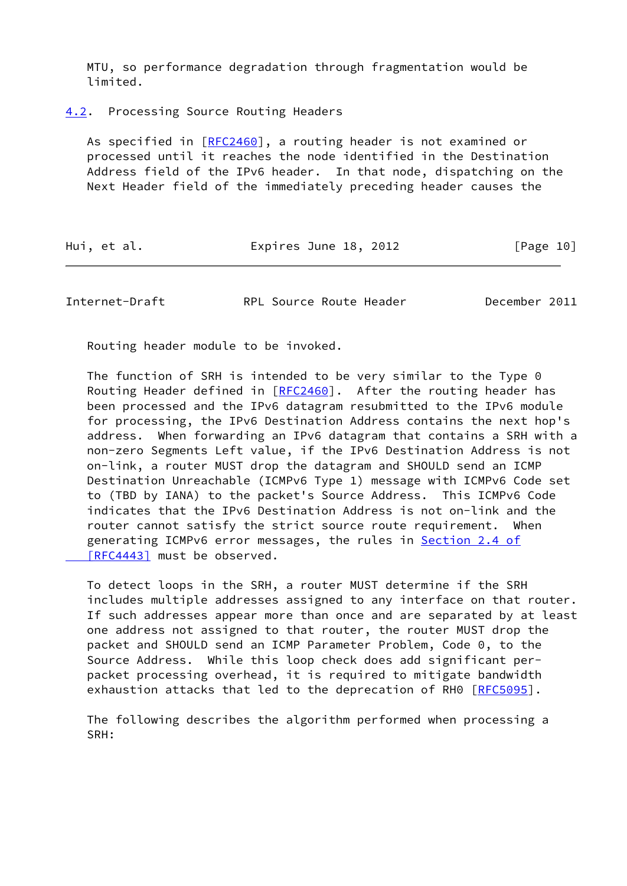MTU, so performance degradation through fragmentation would be limited.

## 4.2. Processing Source Routing Headers

As specified in [RFC2460], a routing header is not examined or processed until it reaches the node identified in the Destination Address field of the IPv6 header. In that node, dispatching on the Next Header field of the immediately preceding header causes the Routing header module to be invoked.

The function of SRH is intended to be very similar to the Type 0 Routing Header defined in [RFC2460]. After the routing header has been processed and the IPv6 datagram resubmitted to the IPv6 module for processing, the IPv6 Destination Address contains the next hop's address. When forwarding an IPv6 datagram that contains a SRH with a non-zero Segments Left value, if the IPv6 Destination Address is not on-link, a router MUST drop the datagram and SHOULD send an ICMP Destination Unreachable (ICMPv6 Type 1) message with ICMPv6 Code set to (TBD by IANA) to the packet's Source Address. This ICMPv6 Code indicates that the IPv6 Destination Address is not on-link and the router cannot satisfy the strict source route requirement. When generating ICMPv6 error messages, the rules in Section 2.4 of [RFC4443] must be observed.

To detect loops in the SRH, a router MUST determine if the SRH includes multiple addresses assigned to any interface on that router. If such addresses appear more than once and are separated by at least one address not assigned to that router, the router MUST drop the packet and SHOULD send an ICMP Parameter Problem, Code 0, to the Source Address. While this loop check does add significant per-packet processing overhead, it is required to mitigate bandwidth exhaustion attacks that led to the deprecation of RH0 [RFC5095].

The following describes the algorithm performed when processing a SRH: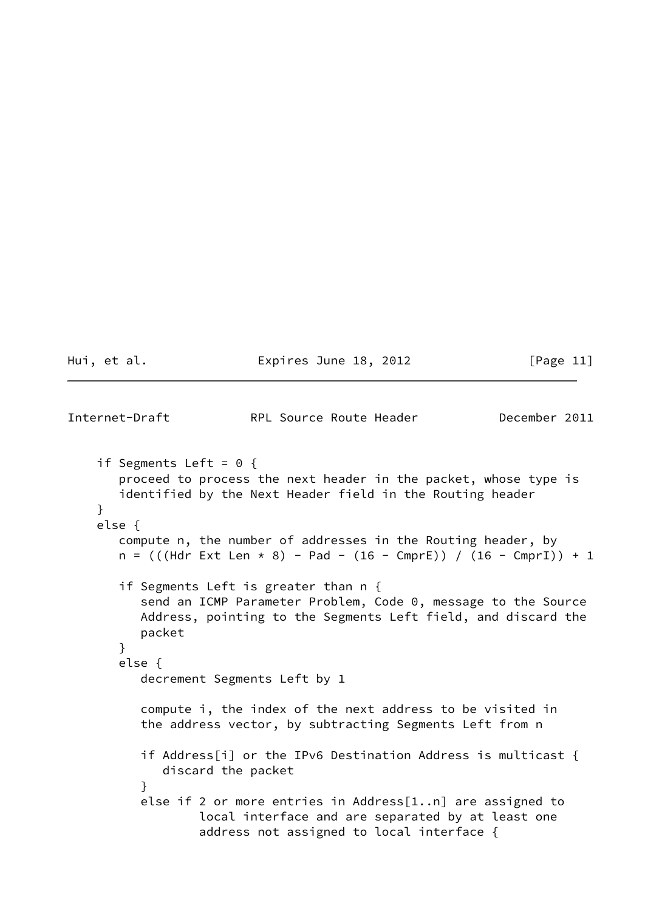```
   if Segments Left = 0 {
      proceed to process the next header in the packet, whose type is
      identified by the Next Header field in the Routing header
   }
   else {
      compute n, the number of addresses in the Routing header, by
      n = (((Hdr Ext Len * 8) - Pad - (16 - CmprE)) / (16 - CmprI)) + 1

      if Segments Left is greater than n {
         send an ICMP Parameter Problem, Code 0, message to the Source
         Address, pointing to the Segments Left field, and discard the
         packet
      }
      else {
         decrement Segments Left by 1

         compute i, the index of the next address to be visited in
         the address vector, by subtracting Segments Left from n

         if Address[i] or the IPv6 Destination Address is multicast {
            discard the packet
         }
         else if 2 or more entries in Address[1..n] are assigned to
                 local interface and are separated by at least one
                 address not assigned to local interface {
```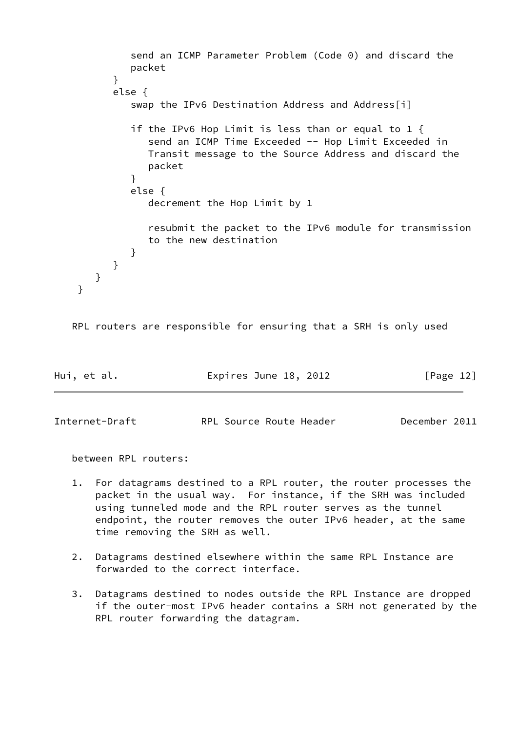```
            send an ICMP Parameter Problem (Code 0) and discard the
            packet
         }
         else {
            swap the IPv6 Destination Address and Address[i]

            if the IPv6 Hop Limit is less than or equal to 1 {
               send an ICMP Time Exceeded -- Hop Limit Exceeded in
               Transit message to the Source Address and discard the
               packet
            }
            else {
               decrement the Hop Limit by 1

               resubmit the packet to the IPv6 module for transmission
               to the new destination
            }
         }
      }
   }
```

RPL routers are responsible for ensuring that a SRH is only used between RPL routers:

1. For datagrams destined to a RPL router, the router processes the packet in the usual way. For instance, if the SRH was included using tunneled mode and the RPL router serves as the tunnel endpoint, the router removes the outer IPv6 header, at the same time removing the SRH as well.

2. Datagrams destined elsewhere within the same RPL Instance are forwarded to the correct interface.

3. Datagrams destined to nodes outside the RPL Instance are dropped if the outer-most IPv6 header contains a SRH not generated by the RPL router forwarding the datagram.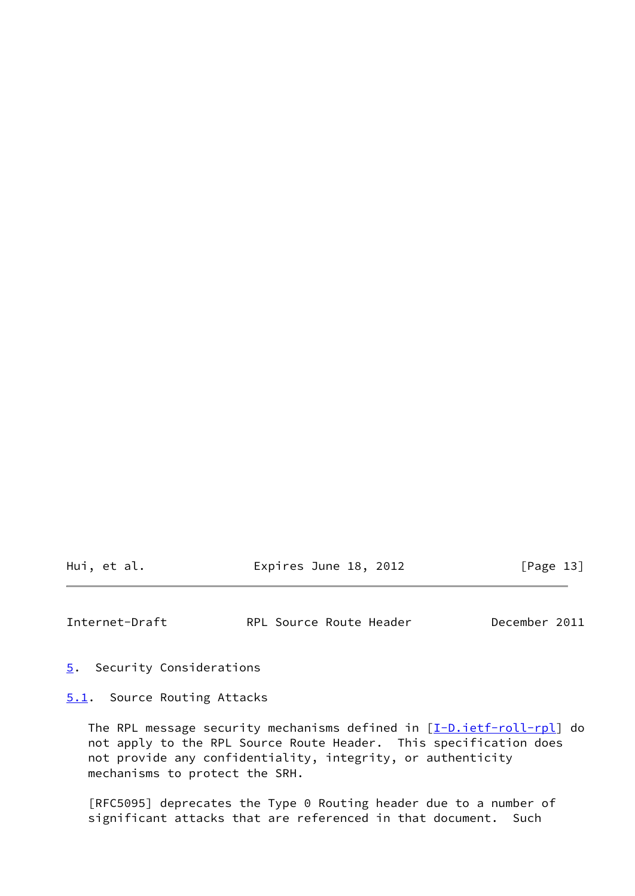## 5. Security Considerations

### 5.1. Source Routing Attacks

The RPL message security mechanisms defined in [I-D.ietf-roll-rpl] do not apply to the RPL Source Route Header. This specification does not provide any confidentiality, integrity, or authenticity mechanisms to protect the SRH.

[RFC5095] deprecates the Type 0 Routing header due to a number of significant attacks that are referenced in that document. Such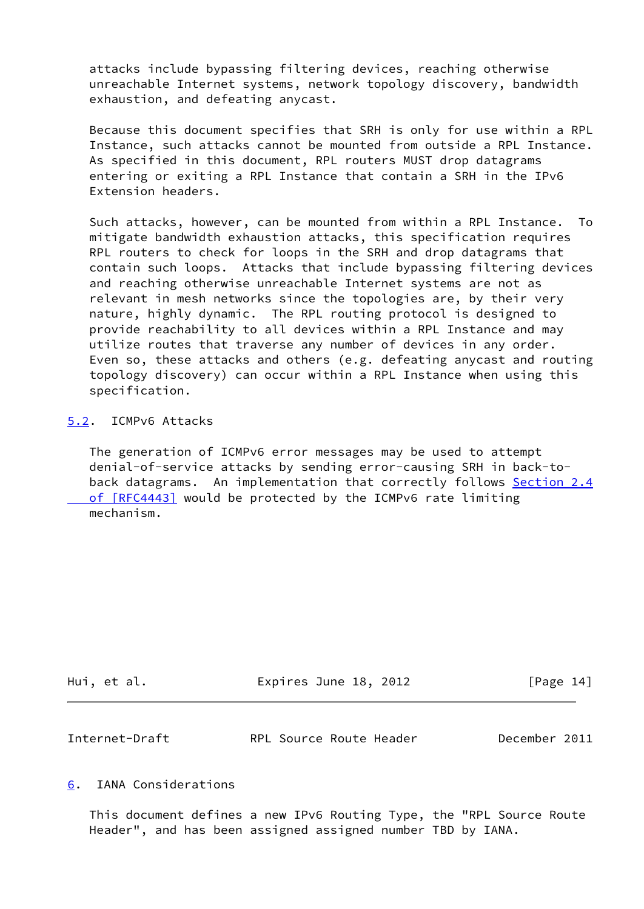attacks include bypassing filtering devices, reaching otherwise unreachable Internet systems, network topology discovery, bandwidth exhaustion, and defeating anycast.

Because this document specifies that SRH is only for use within a RPL Instance, such attacks cannot be mounted from outside a RPL Instance. As specified in this document, RPL routers MUST drop datagrams entering or exiting a RPL Instance that contain a SRH in the IPv6 Extension headers.

Such attacks, however, can be mounted from within a RPL Instance. To mitigate bandwidth exhaustion attacks, this specification requires RPL routers to check for loops in the SRH and drop datagrams that contain such loops. Attacks that include bypassing filtering devices and reaching otherwise unreachable Internet systems are not as relevant in mesh networks since the topologies are, by their very nature, highly dynamic. The RPL routing protocol is designed to provide reachability to all devices within a RPL Instance and may utilize routes that traverse any number of devices in any order. Even so, these attacks and others (e.g. defeating anycast and routing topology discovery) can occur within a RPL Instance when using this specification.

### 5.2. ICMPv6 Attacks

The generation of ICMPv6 error messages may be used to attempt denial-of-service attacks by sending error-causing SRH in back-to-back datagrams. An implementation that correctly follows Section 2.4 of [RFC4443] would be protected by the ICMPv6 rate limiting mechanism.

## 6. IANA Considerations

This document defines a new IPv6 Routing Type, the "RPL Source Route Header", and has been assigned assigned number TBD by IANA.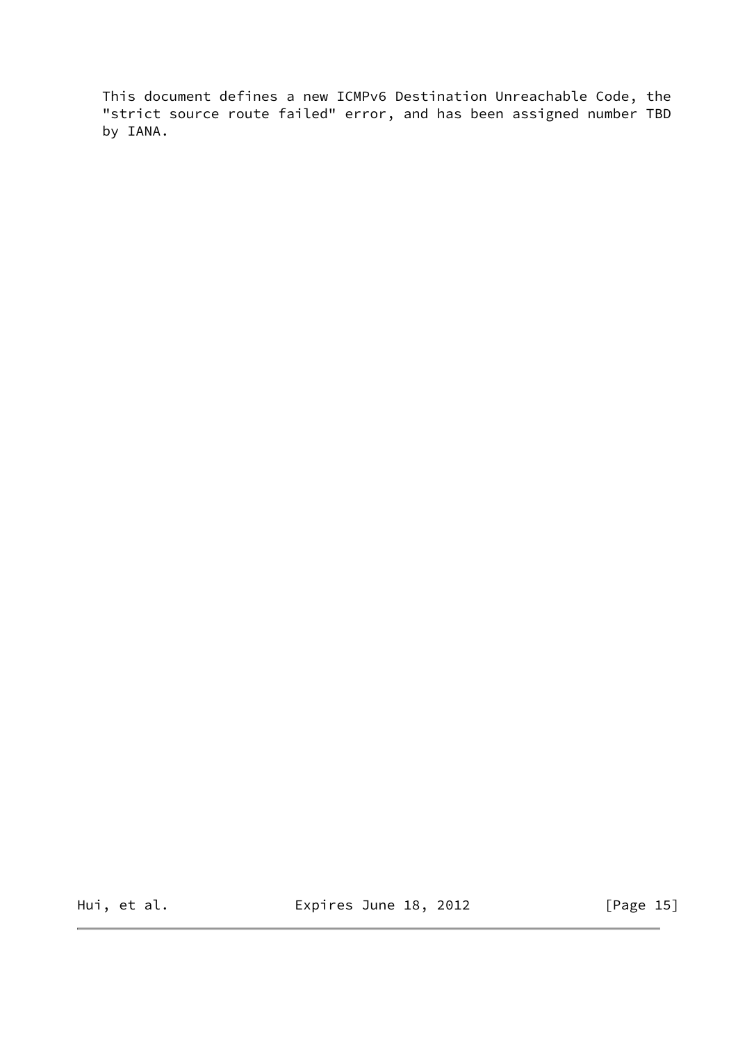This document defines a new ICMPv6 Destination Unreachable Code, the "strict source route failed" error, and has been assigned number TBD by IANA.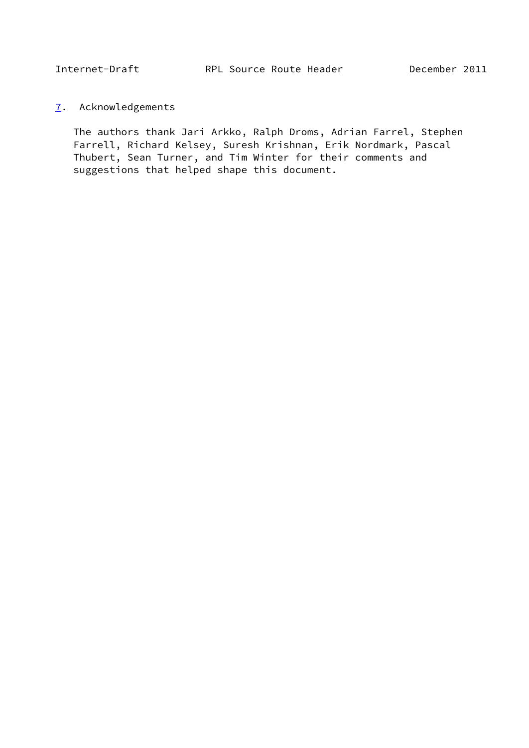## 7. Acknowledgements

The authors thank Jari Arkko, Ralph Droms, Adrian Farrel, Stephen Farrell, Richard Kelsey, Suresh Krishnan, Erik Nordmark, Pascal Thubert, Sean Turner, and Tim Winter for their comments and suggestions that helped shape this document.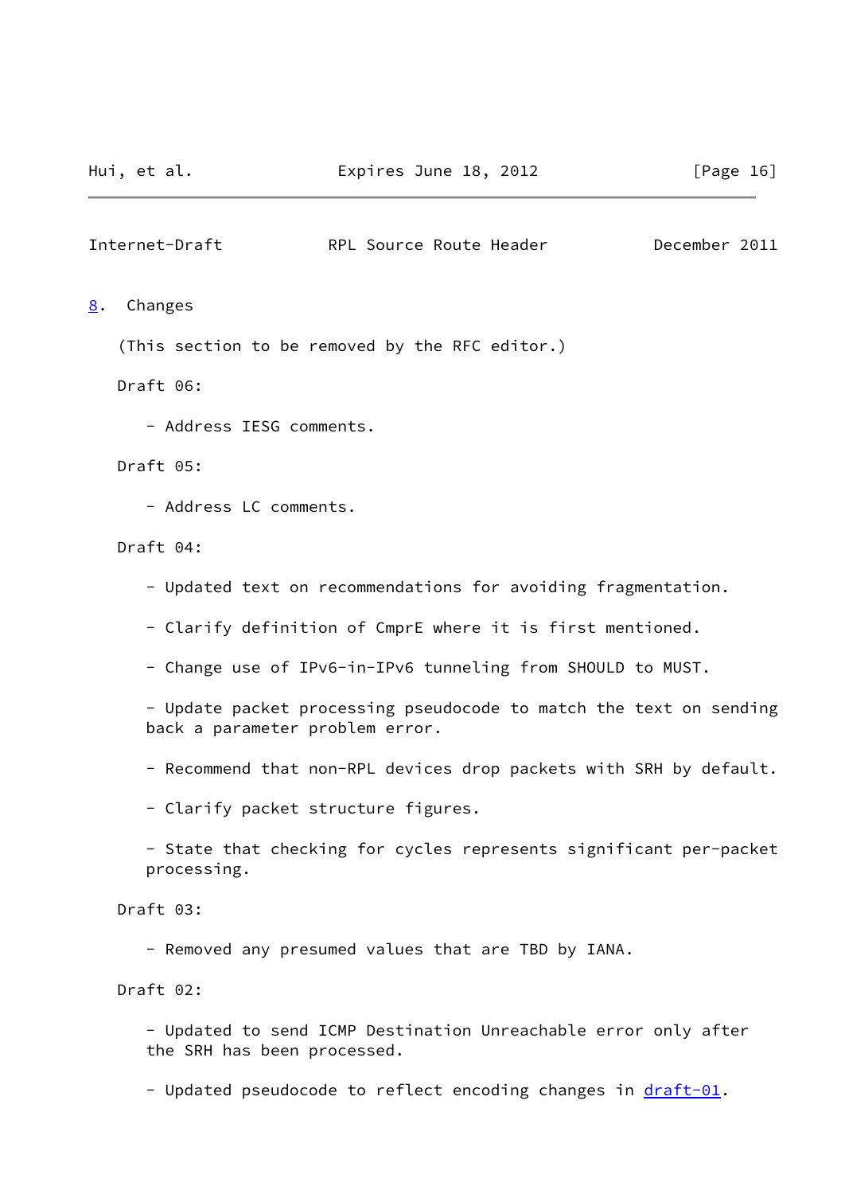## 8. Changes

(This section to be removed by the RFC editor.)

Draft 06:

- Address IESG comments.

Draft 05:

- Address LC comments.

Draft 04:

- Updated text on recommendations for avoiding fragmentation.
- Clarify definition of CmprE where it is first mentioned.
- Change use of IPv6-in-IPv6 tunneling from SHOULD to MUST.
- Update packet processing pseudocode to match the text on sending back a parameter problem error.
- Recommend that non-RPL devices drop packets with SRH by default.
- Clarify packet structure figures.
- State that checking for cycles represents significant per-packet processing.

Draft 03:

- Removed any presumed values that are TBD by IANA.

Draft 02:

- Updated to send ICMP Destination Unreachable error only after the SRH has been processed.
- Updated pseudocode to reflect encoding changes in draft-01.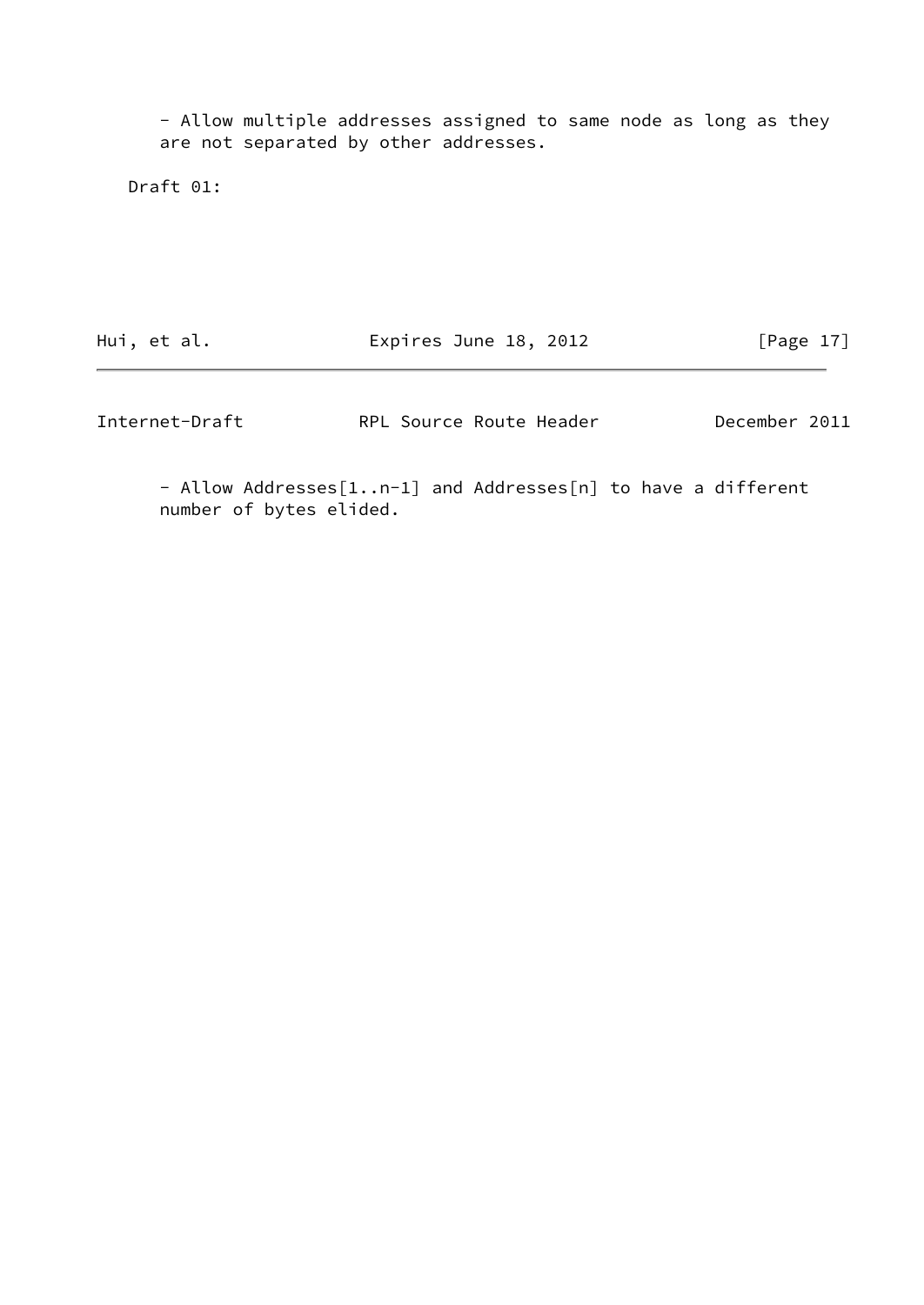- Allow multiple addresses assigned to same node as long as they are not separated by other addresses.

Draft 01:

- Allow Addresses[1..n-1] and Addresses[n] to have a different number of bytes elided.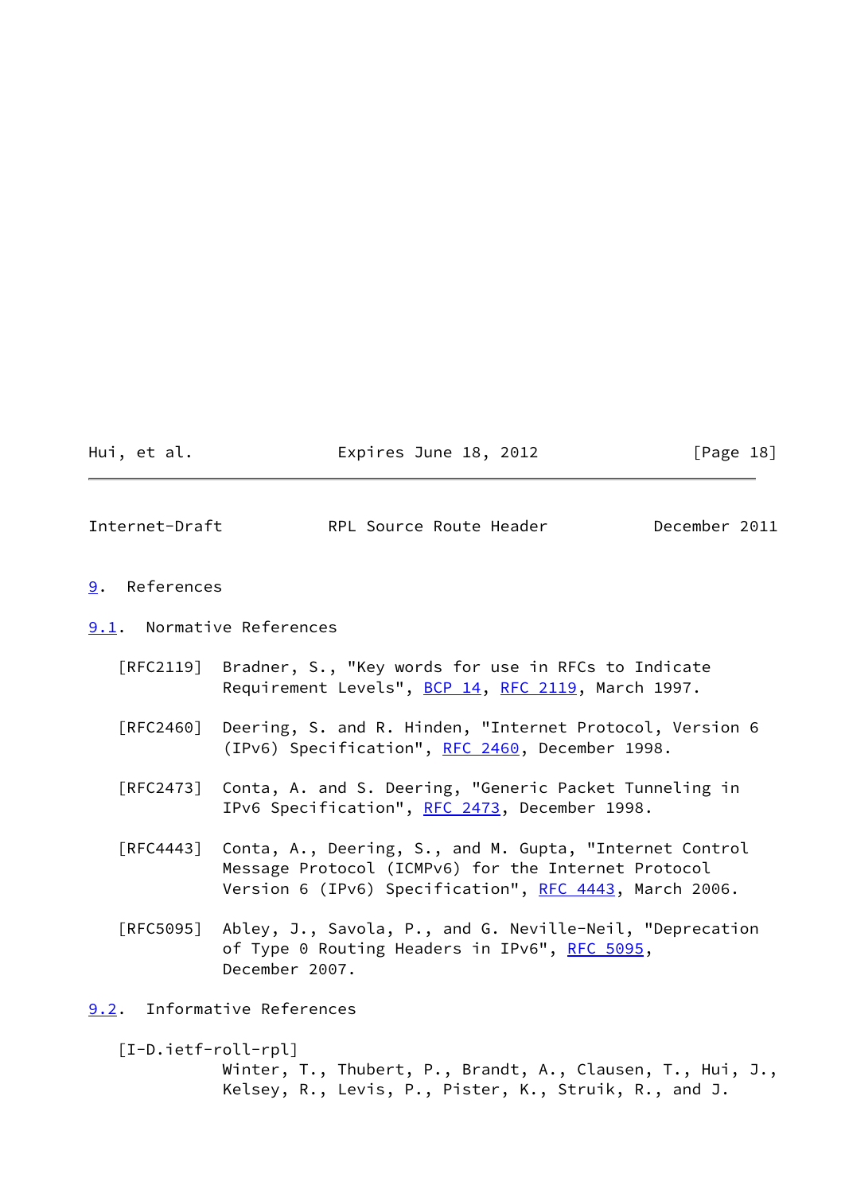## 9. References

### 9.1. Normative References

[RFC2119] Bradner, S., "Key words for use in RFCs to Indicate Requirement Levels", BCP 14, RFC 2119, March 1997.

[RFC2460] Deering, S. and R. Hinden, "Internet Protocol, Version 6 (IPv6) Specification", RFC 2460, December 1998.

[RFC2473] Conta, A. and S. Deering, "Generic Packet Tunneling in IPv6 Specification", RFC 2473, December 1998.

[RFC4443] Conta, A., Deering, S., and M. Gupta, "Internet Control Message Protocol (ICMPv6) for the Internet Protocol Version 6 (IPv6) Specification", RFC 4443, March 2006.

[RFC5095] Abley, J., Savola, P., and G. Neville-Neil, "Deprecation of Type 0 Routing Headers in IPv6", RFC 5095, December 2007.

### 9.2. Informative References

[I-D.ietf-roll-rpl]
Winter, T., Thubert, P., Brandt, A., Clausen, T., Hui, J., Kelsey, R., Levis, P., Pister, K., Struik, R., and J.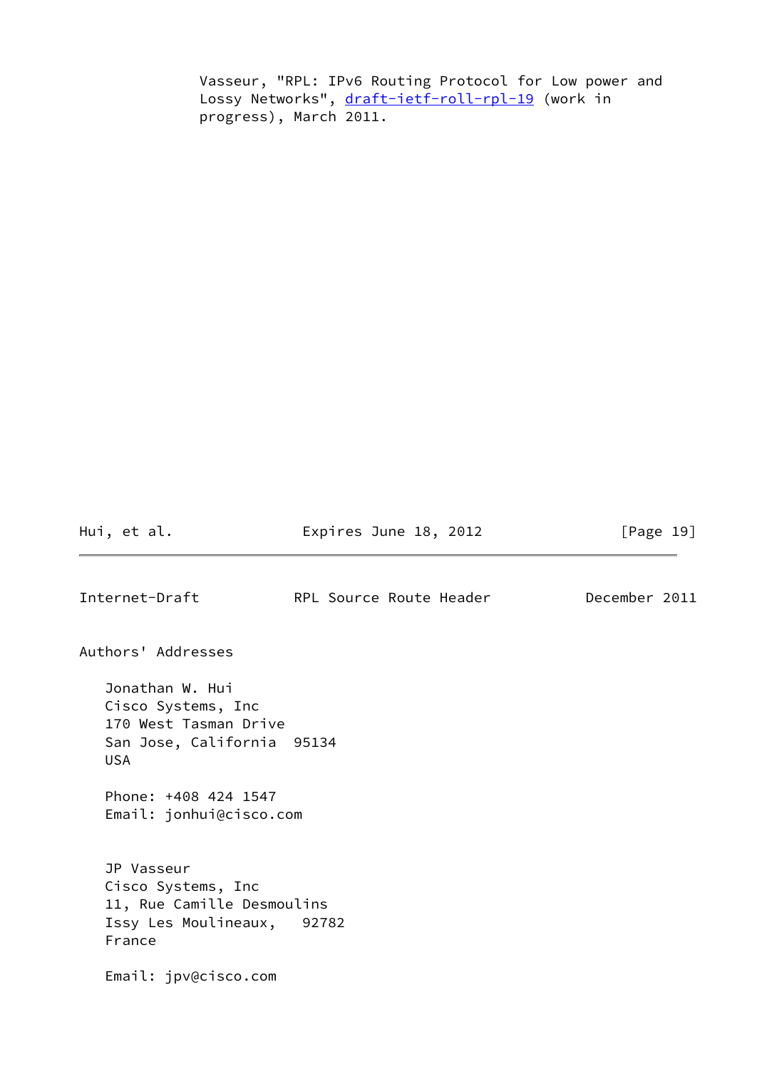Vasseur, "RPL: IPv6 Routing Protocol for Low power and Lossy Networks", draft-ietf-roll-rpl-19 (work in progress), March 2011.

## Authors' Addresses

Jonathan W. Hui  
Cisco Systems, Inc  
170 West Tasman Drive  
San Jose, California 95134  
USA

Phone: +408 424 1547  
Email: jonhui@cisco.com

JP Vasseur  
Cisco Systems, Inc  
11, Rue Camille Desmoulins  
Issy Les Moulineaux, 92782  
France

Email: jpv@cisco.com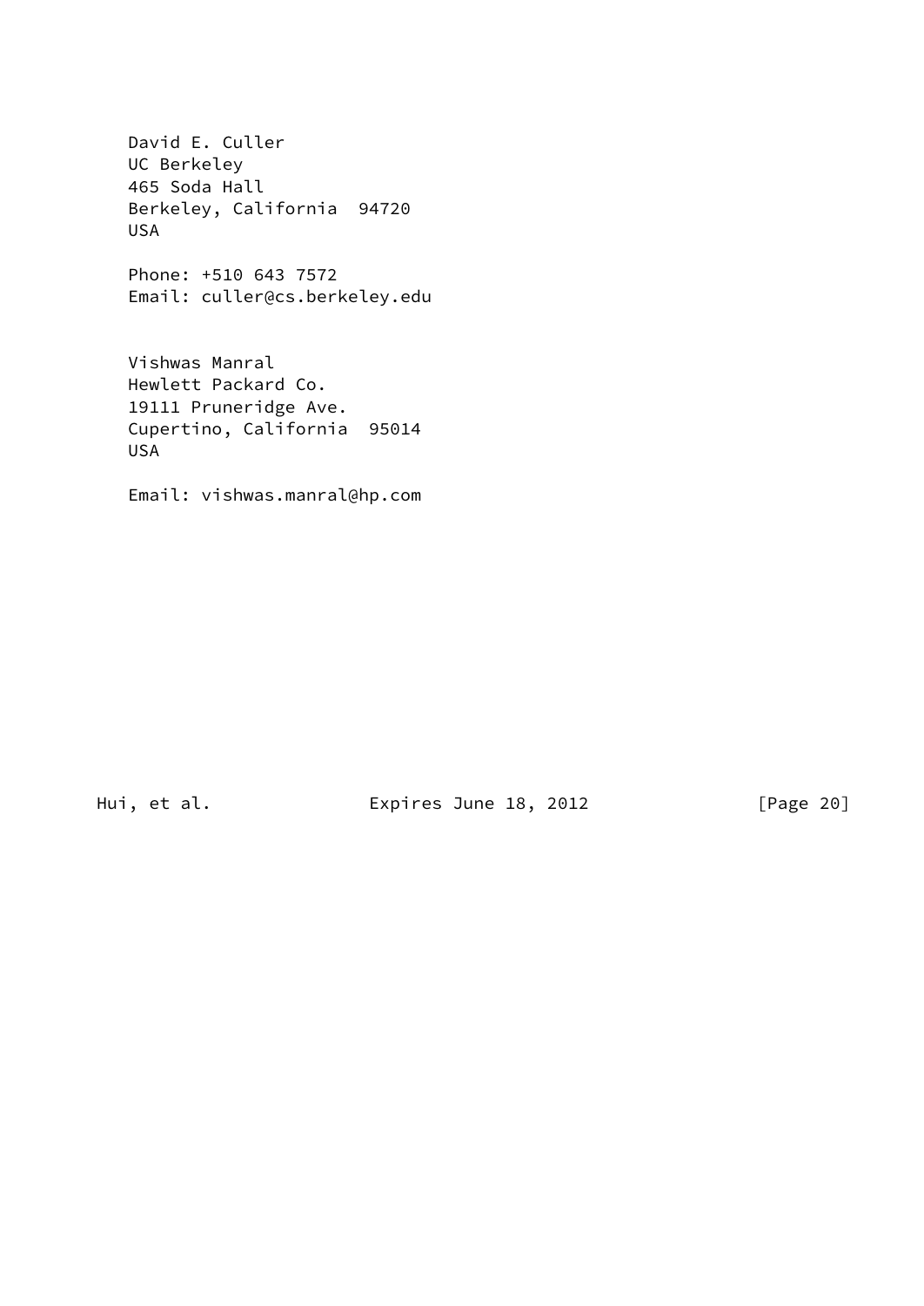David E. Culler
UC Berkeley
465 Soda Hall
Berkeley, California  94720
USA

Phone: +510 643 7572
Email: culler@cs.berkeley.edu

Vishwas Manral
Hewlett Packard Co.
19111 Pruneridge Ave.
Cupertino, California  95014
USA

Email: vishwas.manral@hp.com